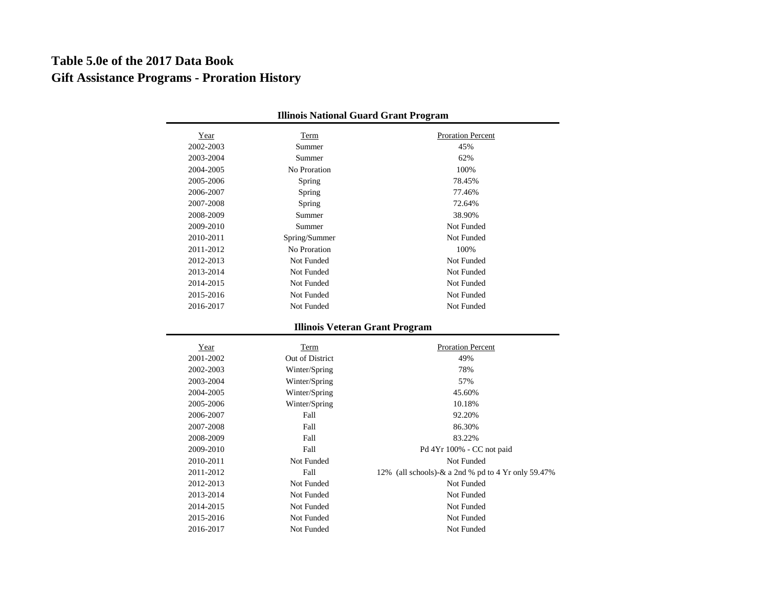# Table 5.0e of the 2017 Data Book
# Gift Assistance Programs - Proration History

### Illinois National Guard Grant Program

| Year | Term | Proration Percent |
|---|---|---|
| 2002-2003 | Summer | 45% |
| 2003-2004 | Summer | 62% |
| 2004-2005 | No Proration | 100% |
| 2005-2006 | Spring | 78.45% |
| 2006-2007 | Spring | 77.46% |
| 2007-2008 | Spring | 72.64% |
| 2008-2009 | Summer | 38.90% |
| 2009-2010 | Summer | Not Funded |
| 2010-2011 | Spring/Summer | Not Funded |
| 2011-2012 | No Proration | 100% |
| 2012-2013 | Not Funded | Not Funded |
| 2013-2014 | Not Funded | Not Funded |
| 2014-2015 | Not Funded | Not Funded |
| 2015-2016 | Not Funded | Not Funded |
| 2016-2017 | Not Funded | Not Funded |

### Illinois Veteran Grant Program

| Year | Term | Proration Percent |
|---|---|---|
| 2001-2002 | Out of District | 49% |
| 2002-2003 | Winter/Spring | 78% |
| 2003-2004 | Winter/Spring | 57% |
| 2004-2005 | Winter/Spring | 45.60% |
| 2005-2006 | Winter/Spring | 10.18% |
| 2006-2007 | Fall | 92.20% |
| 2007-2008 | Fall | 86.30% |
| 2008-2009 | Fall | 83.22% |
| 2009-2010 | Fall | Pd 4Yr 100% - CC not paid |
| 2010-2011 | Not Funded | Not Funded |
| 2011-2012 | Fall | 12% (all schools)-& a 2nd % pd to 4 Yr only 59.47% |
| 2012-2013 | Not Funded | Not Funded |
| 2013-2014 | Not Funded | Not Funded |
| 2014-2015 | Not Funded | Not Funded |
| 2015-2016 | Not Funded | Not Funded |
| 2016-2017 | Not Funded | Not Funded |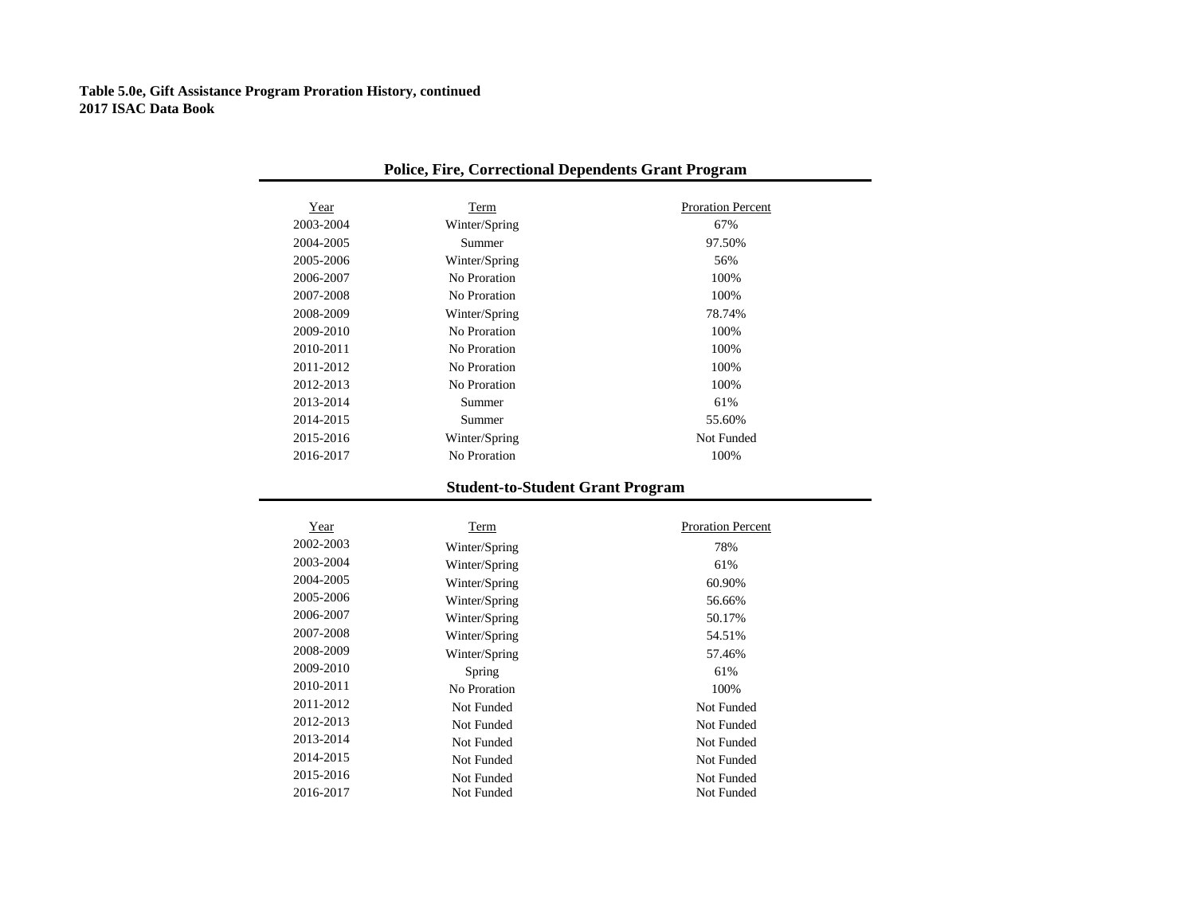**Table 5.0e, Gift Assistance Program Proration History, continued**
**2017 ISAC Data Book**

## Police, Fire, Correctional Dependents Grant Program

| Year | Term | Proration Percent |
|---|---|---|
| 2003-2004 | Winter/Spring | 67% |
| 2004-2005 | Summer | 97.50% |
| 2005-2006 | Winter/Spring | 56% |
| 2006-2007 | No Proration | 100% |
| 2007-2008 | No Proration | 100% |
| 2008-2009 | Winter/Spring | 78.74% |
| 2009-2010 | No Proration | 100% |
| 2010-2011 | No Proration | 100% |
| 2011-2012 | No Proration | 100% |
| 2012-2013 | No Proration | 100% |
| 2013-2014 | Summer | 61% |
| 2014-2015 | Summer | 55.60% |
| 2015-2016 | Winter/Spring | Not Funded |
| 2016-2017 | No Proration | 100% |

## Student-to-Student Grant Program

| Year | Term | Proration Percent |
|---|---|---|
| 2002-2003 | Winter/Spring | 78% |
| 2003-2004 | Winter/Spring | 61% |
| 2004-2005 | Winter/Spring | 60.90% |
| 2005-2006 | Winter/Spring | 56.66% |
| 2006-2007 | Winter/Spring | 50.17% |
| 2007-2008 | Winter/Spring | 54.51% |
| 2008-2009 | Winter/Spring | 57.46% |
| 2009-2010 | Spring | 61% |
| 2010-2011 | No Proration | 100% |
| 2011-2012 | Not Funded | Not Funded |
| 2012-2013 | Not Funded | Not Funded |
| 2013-2014 | Not Funded | Not Funded |
| 2014-2015 | Not Funded | Not Funded |
| 2015-2016 | Not Funded | Not Funded |
| 2016-2017 | Not Funded | Not Funded |